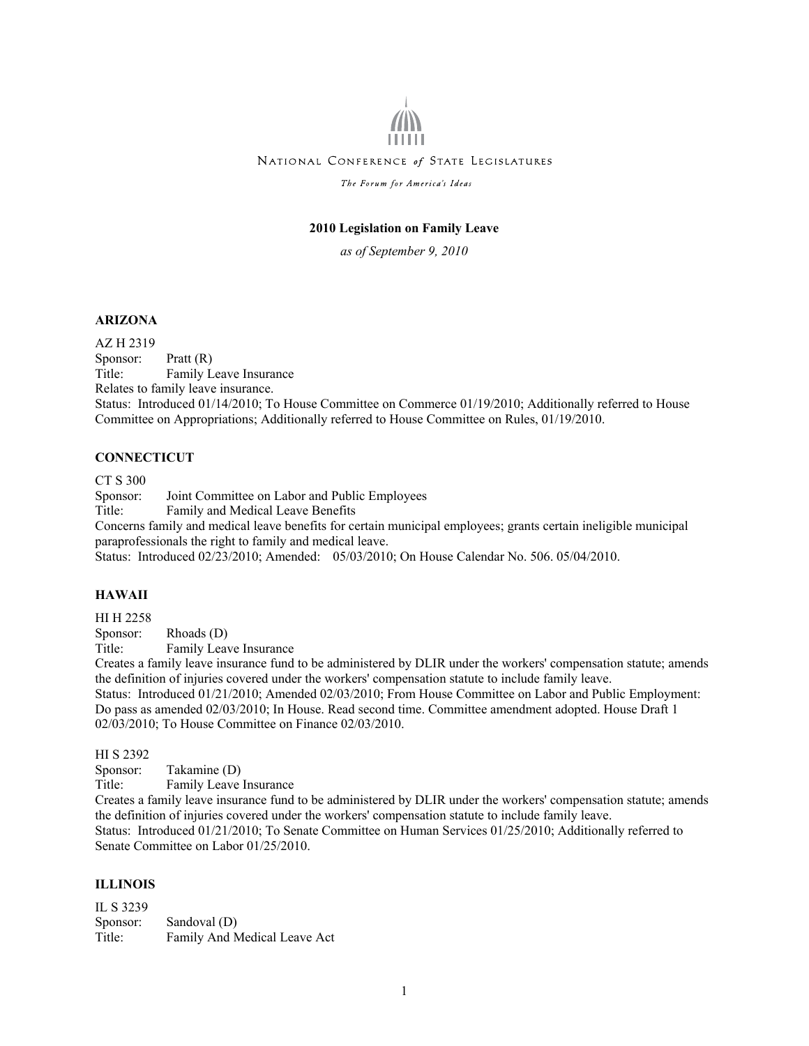NATIONAL CONFERENCE *of* STATE LEGISLATURES

*The Forum for America's Ideas*

# 2010 Legislation on Family Leave

*as of September 9, 2010*

## ARIZONA

AZ H 2319
Sponsor: Pratt (R)
Title: Family Leave Insurance
Relates to family leave insurance.
Status: Introduced 01/14/2010; To House Committee on Commerce 01/19/2010; Additionally referred to House Committee on Appropriations; Additionally referred to House Committee on Rules, 01/19/2010.

## CONNECTICUT

CT S 300
Sponsor: Joint Committee on Labor and Public Employees
Title: Family and Medical Leave Benefits
Concerns family and medical leave benefits for certain municipal employees; grants certain ineligible municipal paraprofessionals the right to family and medical leave.
Status: Introduced 02/23/2010; Amended: 05/03/2010; On House Calendar No. 506. 05/04/2010.

## HAWAII

HI H 2258
Sponsor: Rhoads (D)
Title: Family Leave Insurance
Creates a family leave insurance fund to be administered by DLIR under the workers' compensation statute; amends the definition of injuries covered under the workers' compensation statute to include family leave.
Status: Introduced 01/21/2010; Amended 02/03/2010; From House Committee on Labor and Public Employment: Do pass as amended 02/03/2010; In House. Read second time. Committee amendment adopted. House Draft 1 02/03/2010; To House Committee on Finance 02/03/2010.

HI S 2392
Sponsor: Takamine (D)
Title: Family Leave Insurance
Creates a family leave insurance fund to be administered by DLIR under the workers' compensation statute; amends the definition of injuries covered under the workers' compensation statute to include family leave.
Status: Introduced 01/21/2010; To Senate Committee on Human Services 01/25/2010; Additionally referred to Senate Committee on Labor 01/25/2010.

## ILLINOIS

IL S 3239
Sponsor: Sandoval (D)
Title: Family And Medical Leave Act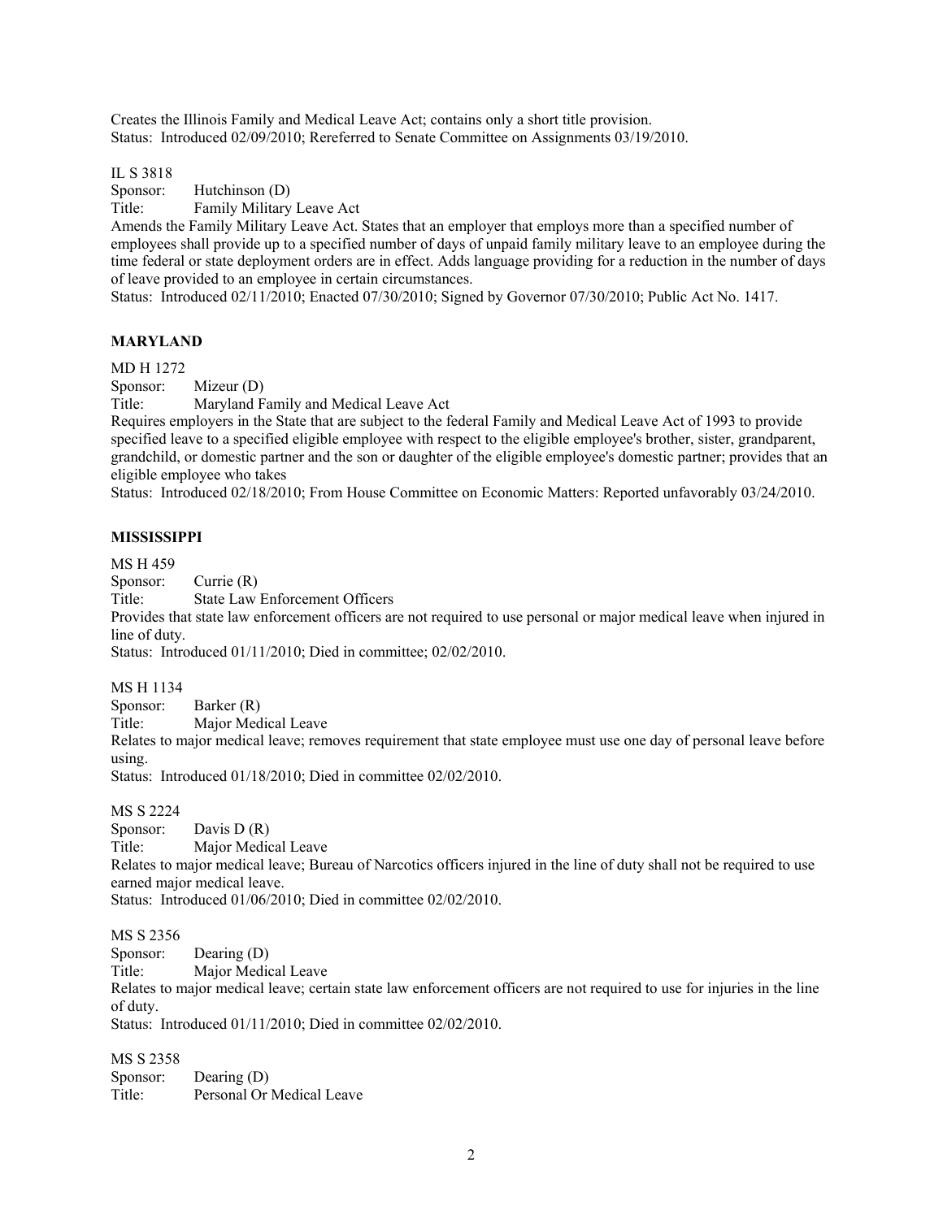Creates the Illinois Family and Medical Leave Act; contains only a short title provision.
Status: Introduced 02/09/2010; Rereferred to Senate Committee on Assignments 03/19/2010.

IL S 3818
Sponsor: Hutchinson (D)
Title: Family Military Leave Act
Amends the Family Military Leave Act. States that an employer that employs more than a specified number of employees shall provide up to a specified number of days of unpaid family military leave to an employee during the time federal or state deployment orders are in effect. Adds language providing for a reduction in the number of days of leave provided to an employee in certain circumstances.
Status: Introduced 02/11/2010; Enacted 07/30/2010; Signed by Governor 07/30/2010; Public Act No. 1417.

**MARYLAND**

MD H 1272
Sponsor: Mizeur (D)
Title: Maryland Family and Medical Leave Act
Requires employers in the State that are subject to the federal Family and Medical Leave Act of 1993 to provide specified leave to a specified eligible employee with respect to the eligible employee's brother, sister, grandparent, grandchild, or domestic partner and the son or daughter of the eligible employee's domestic partner; provides that an eligible employee who takes
Status: Introduced 02/18/2010; From House Committee on Economic Matters: Reported unfavorably 03/24/2010.

**MISSISSIPPI**

MS H 459
Sponsor: Currie (R)
Title: State Law Enforcement Officers
Provides that state law enforcement officers are not required to use personal or major medical leave when injured in line of duty.
Status: Introduced 01/11/2010; Died in committee; 02/02/2010.

MS H 1134
Sponsor: Barker (R)
Title: Major Medical Leave
Relates to major medical leave; removes requirement that state employee must use one day of personal leave before using.
Status: Introduced 01/18/2010; Died in committee 02/02/2010.

MS S 2224
Sponsor: Davis D (R)
Title: Major Medical Leave
Relates to major medical leave; Bureau of Narcotics officers injured in the line of duty shall not be required to use earned major medical leave.
Status: Introduced 01/06/2010; Died in committee 02/02/2010.

MS S 2356
Sponsor: Dearing (D)
Title: Major Medical Leave
Relates to major medical leave; certain state law enforcement officers are not required to use for injuries in the line of duty.
Status: Introduced 01/11/2010; Died in committee 02/02/2010.

MS S 2358
Sponsor: Dearing (D)
Title: Personal Or Medical Leave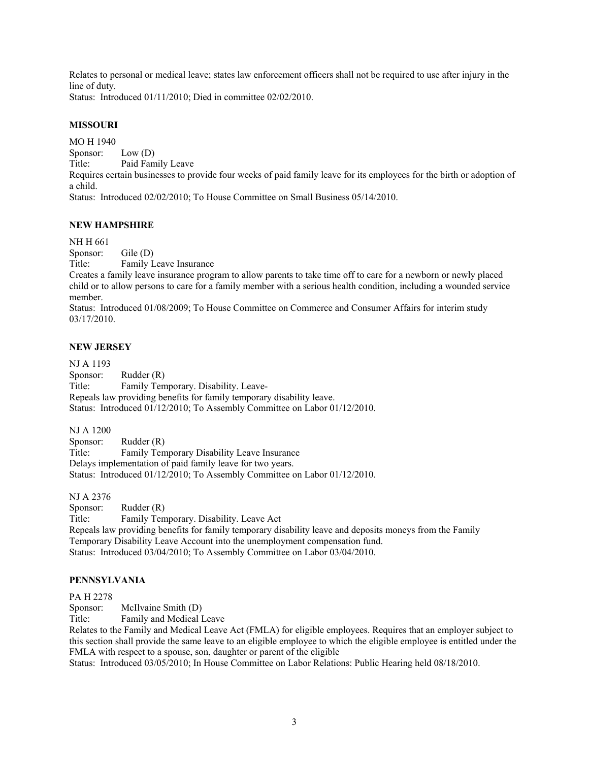Relates to personal or medical leave; states law enforcement officers shall not be required to use after injury in the line of duty.
Status: Introduced 01/11/2010; Died in committee 02/02/2010.

**MISSOURI**

MO H 1940
Sponsor: Low (D)
Title: Paid Family Leave
Requires certain businesses to provide four weeks of paid family leave for its employees for the birth or adoption of a child.
Status: Introduced 02/02/2010; To House Committee on Small Business 05/14/2010.

**NEW HAMPSHIRE**

NH H 661
Sponsor: Gile (D)
Title: Family Leave Insurance
Creates a family leave insurance program to allow parents to take time off to care for a newborn or newly placed child or to allow persons to care for a family member with a serious health condition, including a wounded service member.
Status: Introduced 01/08/2009; To House Committee on Commerce and Consumer Affairs for interim study 03/17/2010.

**NEW JERSEY**

NJ A 1193
Sponsor: Rudder (R)
Title: Family Temporary. Disability. Leave-
Repeals law providing benefits for family temporary disability leave.
Status: Introduced 01/12/2010; To Assembly Committee on Labor 01/12/2010.

NJ A 1200
Sponsor: Rudder (R)
Title: Family Temporary Disability Leave Insurance
Delays implementation of paid family leave for two years.
Status: Introduced 01/12/2010; To Assembly Committee on Labor 01/12/2010.

NJ A 2376
Sponsor: Rudder (R)
Title: Family Temporary. Disability. Leave Act
Repeals law providing benefits for family temporary disability leave and deposits moneys from the Family Temporary Disability Leave Account into the unemployment compensation fund.
Status: Introduced 03/04/2010; To Assembly Committee on Labor 03/04/2010.

**PENNSYLVANIA**

PA H 2278
Sponsor: McIlvaine Smith (D)
Title: Family and Medical Leave
Relates to the Family and Medical Leave Act (FMLA) for eligible employees. Requires that an employer subject to this section shall provide the same leave to an eligible employee to which the eligible employee is entitled under the FMLA with respect to a spouse, son, daughter or parent of the eligible
Status: Introduced 03/05/2010; In House Committee on Labor Relations: Public Hearing held 08/18/2010.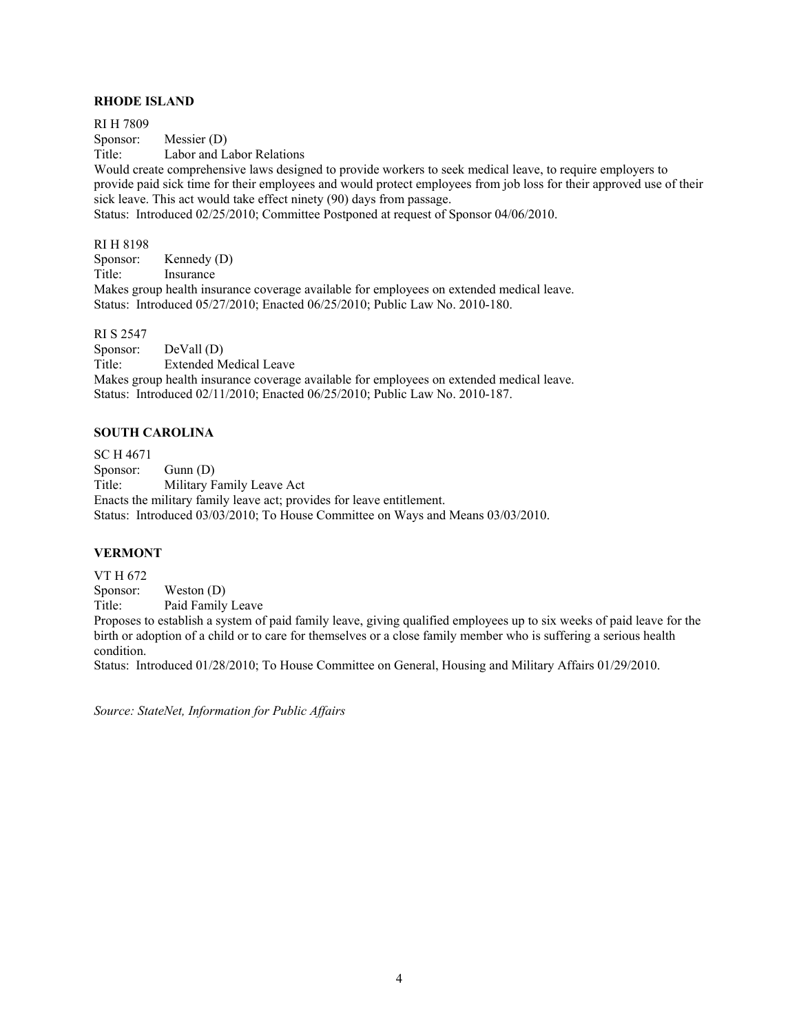## RHODE ISLAND

RI H 7809
Sponsor: Messier (D)
Title: Labor and Labor Relations
Would create comprehensive laws designed to provide workers to seek medical leave, to require employers to provide paid sick time for their employees and would protect employees from job loss for their approved use of their sick leave. This act would take effect ninety (90) days from passage.
Status: Introduced 02/25/2010; Committee Postponed at request of Sponsor 04/06/2010.

RI H 8198
Sponsor: Kennedy (D)
Title: Insurance
Makes group health insurance coverage available for employees on extended medical leave.
Status: Introduced 05/27/2010; Enacted 06/25/2010; Public Law No. 2010-180.

RI S 2547
Sponsor: DeVall (D)
Title: Extended Medical Leave
Makes group health insurance coverage available for employees on extended medical leave.
Status: Introduced 02/11/2010; Enacted 06/25/2010; Public Law No. 2010-187.

## SOUTH CAROLINA

SC H 4671
Sponsor: Gunn (D)
Title: Military Family Leave Act
Enacts the military family leave act; provides for leave entitlement.
Status: Introduced 03/03/2010; To House Committee on Ways and Means 03/03/2010.

## VERMONT

VT H 672
Sponsor: Weston (D)
Title: Paid Family Leave
Proposes to establish a system of paid family leave, giving qualified employees up to six weeks of paid leave for the birth or adoption of a child or to care for themselves or a close family member who is suffering a serious health condition.
Status: Introduced 01/28/2010; To House Committee on General, Housing and Military Affairs 01/29/2010.

*Source: StateNet, Information for Public Affairs*